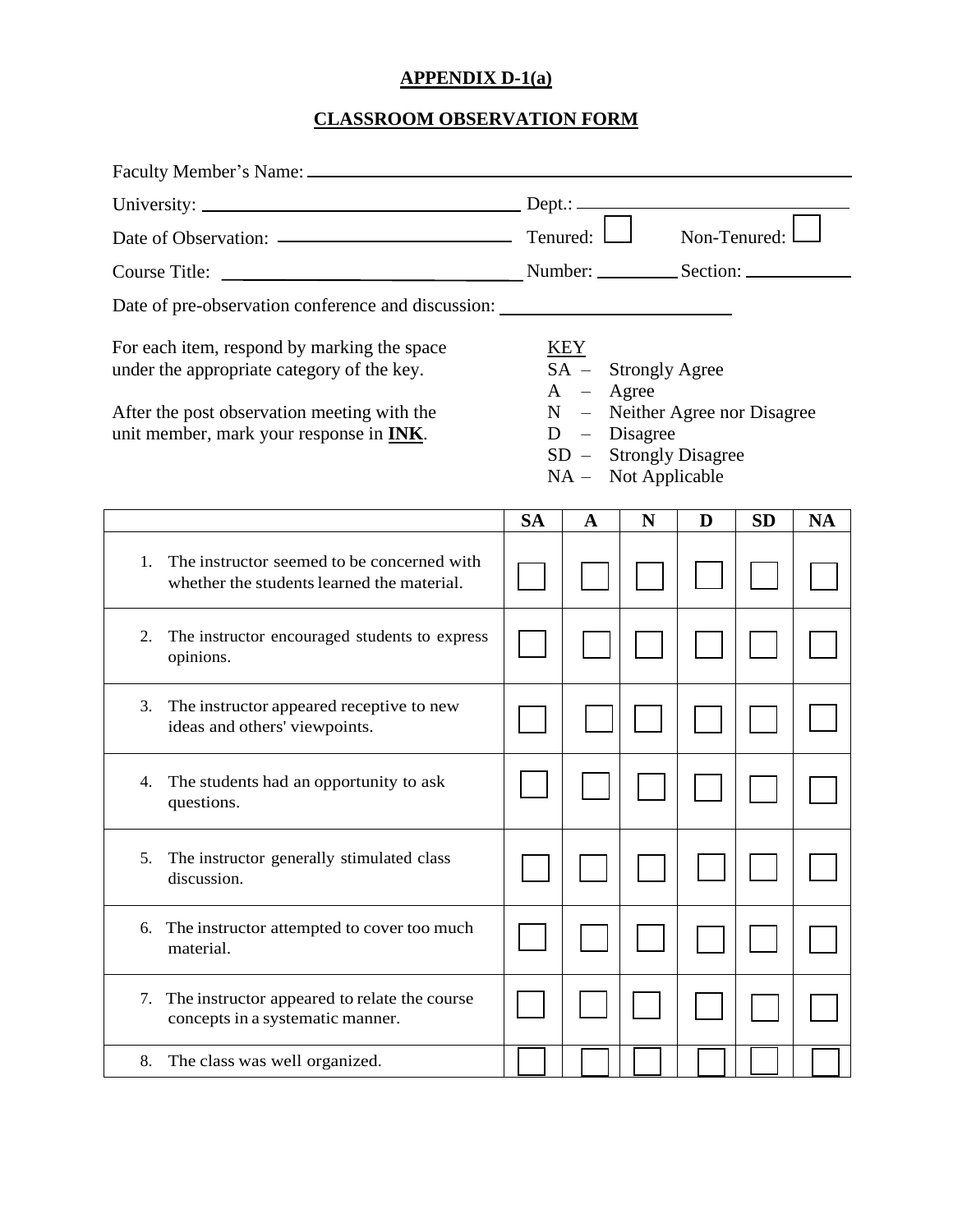**APPENDIX D-1(a)**

**CLASSROOM OBSERVATION FORM**

Faculty Member's Name: ______________________________________________

University: ______________________________ Dept.: ______________________________

Date of Observation: ______________________ Tenured: ☐ Non-Tenured: ☐

Course Title: ______________________________ Number: __________ Section: ____________

Date of pre-observation conference and discussion: ________________________

For each item, respond by marking the space under the appropriate category of the key.

After the post observation meeting with the unit member, mark your response in **INK**.

KEY
- SA – Strongly Agree
- A – Agree
- N – Neither Agree nor Disagree
- D – Disagree
- SD – Strongly Disagree
- NA – Not Applicable

| | SA | A | N | D | SD | NA |
|---|---|---|---|---|---|---|
| 1. The instructor seemed to be concerned with whether the students learned the material. | ☐ | ☐ | ☐ | ☐ | ☐ | ☐ |
| 2. The instructor encouraged students to express opinions. | ☐ | ☐ | ☐ | ☐ | ☐ | ☐ |
| 3. The instructor appeared receptive to new ideas and others' viewpoints. | ☐ | ☐ | ☐ | ☐ | ☐ | ☐ |
| 4. The students had an opportunity to ask questions. | ☐ | ☐ | ☐ | ☐ | ☐ | ☐ |
| 5. The instructor generally stimulated class discussion. | ☐ | ☐ | ☐ | ☐ | ☐ | ☐ |
| 6. The instructor attempted to cover too much material. | ☐ | ☐ | ☐ | ☐ | ☐ | ☐ |
| 7. The instructor appeared to relate the course concepts in a systematic manner. | ☐ | ☐ | ☐ | ☐ | ☐ | ☐ |
| 8. The class was well organized. | ☐ | ☐ | ☐ | ☐ | ☐ | ☐ |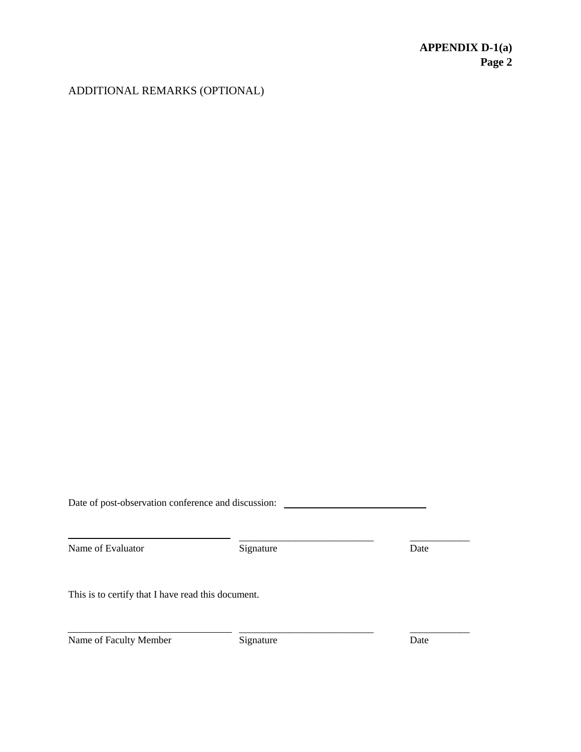**APPENDIX D-1(a)**
**Page 2**

ADDITIONAL REMARKS (OPTIONAL)

Date of post-observation conference and discussion: ______________________________

______________________________ ______________________________ ____________

Name of Evaluator Signature Date

This is to certify that I have read this document.

______________________________ ______________________________ ____________

Name of Faculty Member Signature Date